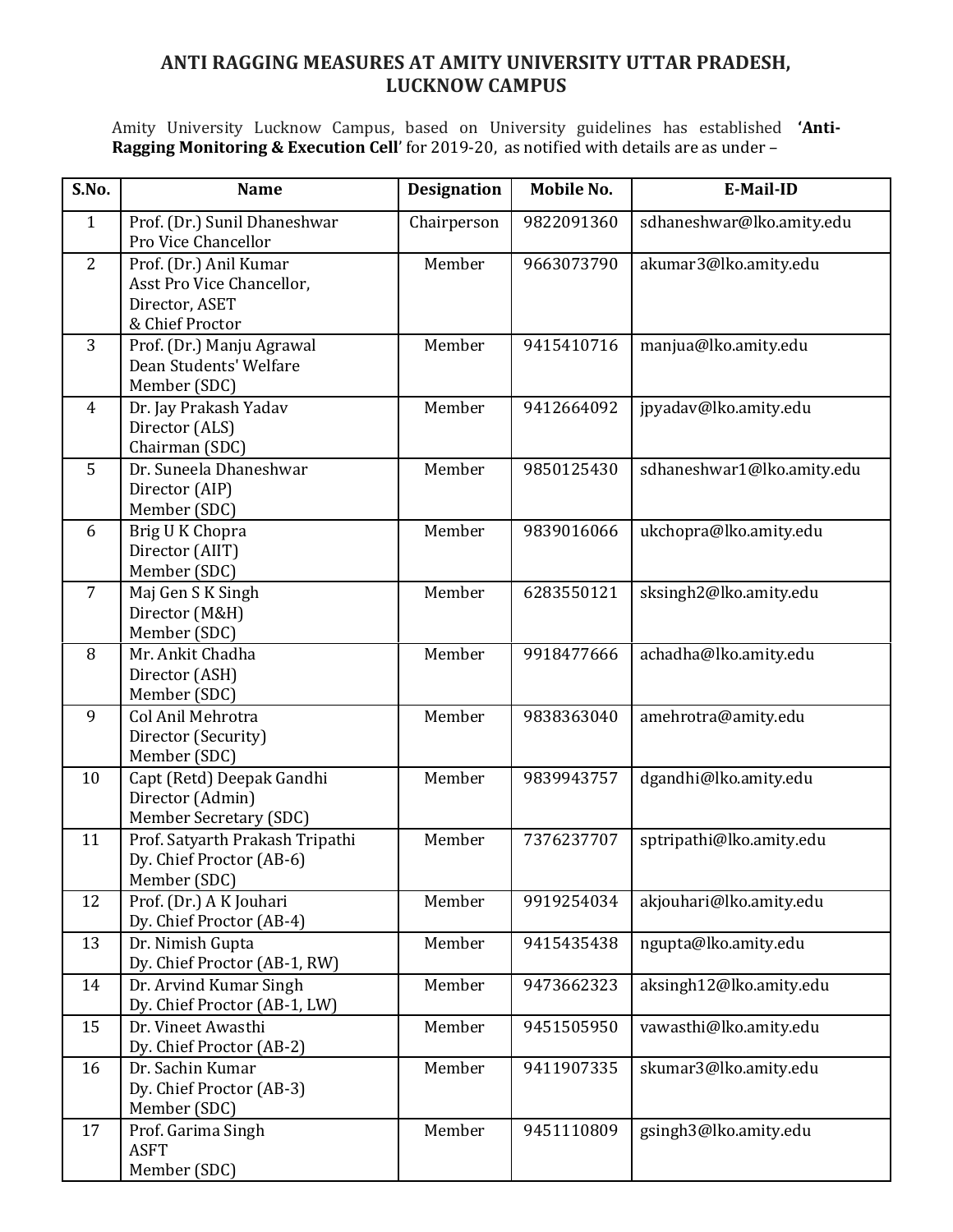# ANTI RAGGING MEASURES AT AMITY UNIVERSITY UTTAR PRADESH, LUCKNOW CAMPUS

Amity University Lucknow Campus, based on University guidelines has established **'Anti-Ragging Monitoring & Execution Cell'** for 2019-20, as notified with details are as under –

| S.No. | Name | Designation | Mobile No. | E-Mail-ID |
|---|---|---|---|---|
| 1 | Prof. (Dr.) Sunil Dhaneshwar<br>Pro Vice Chancellor | Chairperson | 9822091360 | sdhaneshwar@lko.amity.edu |
| 2 | Prof. (Dr.) Anil Kumar<br>Asst Pro Vice Chancellor,<br>Director, ASET<br>& Chief Proctor | Member | 9663073790 | akumar3@lko.amity.edu |
| 3 | Prof. (Dr.) Manju Agrawal<br>Dean Students' Welfare<br>Member (SDC) | Member | 9415410716 | manjua@lko.amity.edu |
| 4 | Dr. Jay Prakash Yadav<br>Director (ALS)<br>Chairman (SDC) | Member | 9412664092 | jpyadav@lko.amity.edu |
| 5 | Dr. Suneela Dhaneshwar<br>Director (AIP)<br>Member (SDC) | Member | 9850125430 | sdhaneshwar1@lko.amity.edu |
| 6 | Brig U K Chopra<br>Director (AIIT)<br>Member (SDC) | Member | 9839016066 | ukchopra@lko.amity.edu |
| 7 | Maj Gen S K Singh<br>Director (M&H)<br>Member (SDC) | Member | 6283550121 | sksingh2@lko.amity.edu |
| 8 | Mr. Ankit Chadha<br>Director (ASH)<br>Member (SDC) | Member | 9918477666 | achadha@lko.amity.edu |
| 9 | Col Anil Mehrotra<br>Director (Security)<br>Member (SDC) | Member | 9838363040 | amehrotra@amity.edu |
| 10 | Capt (Retd) Deepak Gandhi<br>Director (Admin)<br>Member Secretary (SDC) | Member | 9839943757 | dgandhi@lko.amity.edu |
| 11 | Prof. Satyarth Prakash Tripathi<br>Dy. Chief Proctor (AB-6)<br>Member (SDC) | Member | 7376237707 | sptripathi@lko.amity.edu |
| 12 | Prof. (Dr.) A K Jouhari<br>Dy. Chief Proctor (AB-4) | Member | 9919254034 | akjouhari@lko.amity.edu |
| 13 | Dr. Nimish Gupta<br>Dy. Chief Proctor (AB-1, RW) | Member | 9415435438 | ngupta@lko.amity.edu |
| 14 | Dr. Arvind Kumar Singh<br>Dy. Chief Proctor (AB-1, LW) | Member | 9473662323 | aksingh12@lko.amity.edu |
| 15 | Dr. Vineet Awasthi<br>Dy. Chief Proctor (AB-2) | Member | 9451505950 | vawasthi@lko.amity.edu |
| 16 | Dr. Sachin Kumar<br>Dy. Chief Proctor (AB-3)<br>Member (SDC) | Member | 9411907335 | skumar3@lko.amity.edu |
| 17 | Prof. Garima Singh<br>ASFT<br>Member (SDC) | Member | 9451110809 | gsingh3@lko.amity.edu |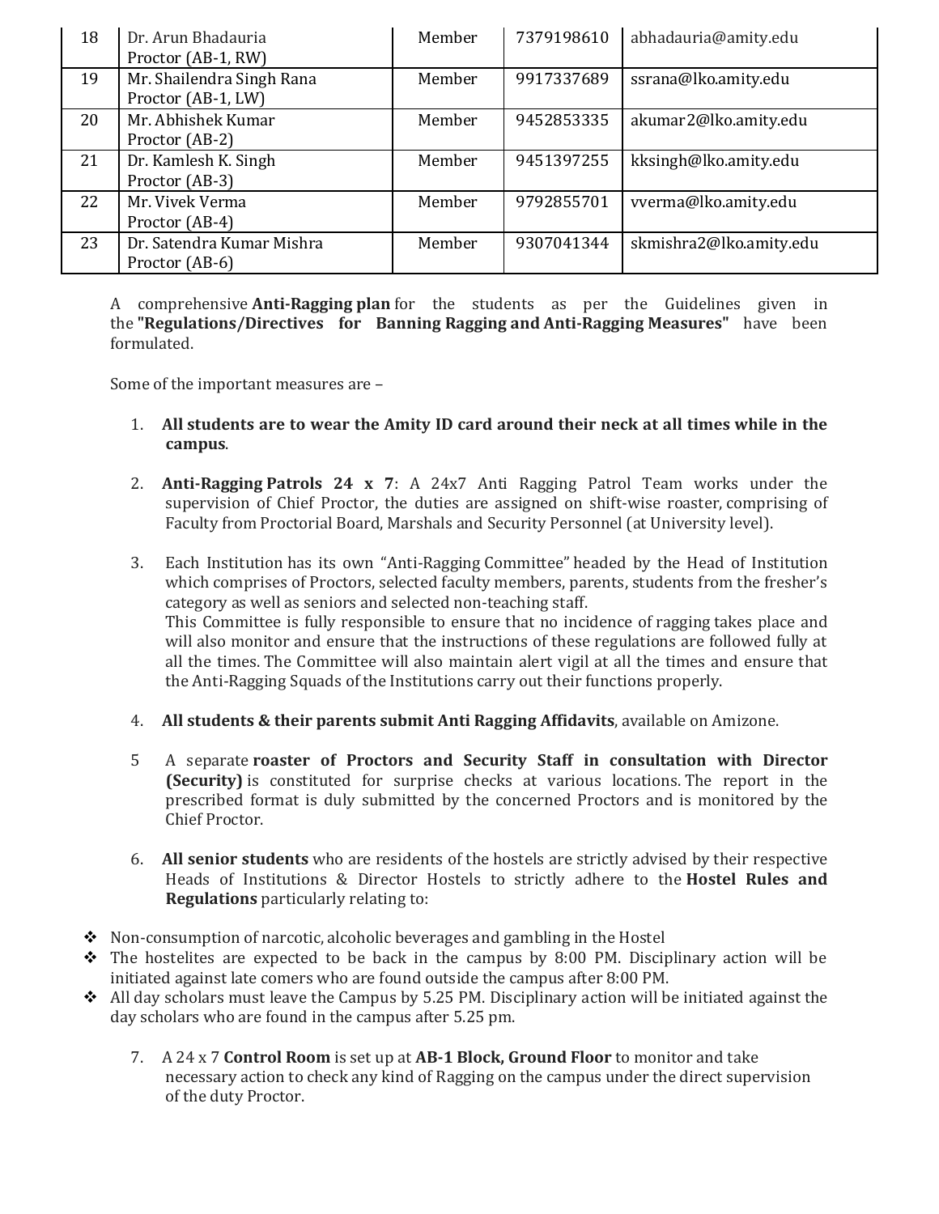| 18 | Dr. Arun Bhadauria<br>Proctor (AB-1, RW) | Member | 7379198610 | abhadauria@amity.edu |
|---|---|---|---|---|
| 19 | Mr. Shailendra Singh Rana<br>Proctor (AB-1, LW) | Member | 9917337689 | ssrana@lko.amity.edu |
| 20 | Mr. Abhishek Kumar<br>Proctor (AB-2) | Member | 9452853335 | akumar2@lko.amity.edu |
| 21 | Dr. Kamlesh K. Singh<br>Proctor (AB-3) | Member | 9451397255 | kksingh@lko.amity.edu |
| 22 | Mr. Vivek Verma<br>Proctor (AB-4) | Member | 9792855701 | vverma@lko.amity.edu |
| 23 | Dr. Satendra Kumar Mishra<br>Proctor (AB-6) | Member | 9307041344 | skmishra2@lko.amity.edu |

A comprehensive **Anti-Ragging plan** for the students as per the Guidelines given in the **"Regulations/Directives for Banning Ragging and Anti-Ragging Measures"** have been formulated.

Some of the important measures are –

1. **All students are to wear the Amity ID card around their neck at all times while in the campus**.

2. **Anti-Ragging Patrols 24 x 7**: A 24x7 Anti Ragging Patrol Team works under the supervision of Chief Proctor, the duties are assigned on shift-wise roaster, comprising of Faculty from Proctorial Board, Marshals and Security Personnel (at University level).

3. Each Institution has its own "Anti-Ragging Committee" headed by the Head of Institution which comprises of Proctors, selected faculty members, parents, students from the fresher's category as well as seniors and selected non-teaching staff.
   This Committee is fully responsible to ensure that no incidence of ragging takes place and will also monitor and ensure that the instructions of these regulations are followed fully at all the times. The Committee will also maintain alert vigil at all the times and ensure that the Anti-Ragging Squads of the Institutions carry out their functions properly.

4. **All students & their parents submit Anti Ragging Affidavits**, available on Amizone.

5. A separate **roaster of Proctors and Security Staff in consultation with Director (Security)** is constituted for surprise checks at various locations. The report in the prescribed format is duly submitted by the concerned Proctors and is monitored by the Chief Proctor.

6. **All senior students** who are residents of the hostels are strictly advised by their respective Heads of Institutions & Director Hostels to strictly adhere to the **Hostel Rules and Regulations** particularly relating to:

- Non-consumption of narcotic, alcoholic beverages and gambling in the Hostel
- The hostelites are expected to be back in the campus by 8:00 PM. Disciplinary action will be initiated against late comers who are found outside the campus after 8:00 PM.
- All day scholars must leave the Campus by 5.25 PM. Disciplinary action will be initiated against the day scholars who are found in the campus after 5.25 pm.

7. A 24 x 7 **Control Room** is set up at **AB-1 Block, Ground Floor** to monitor and take necessary action to check any kind of Ragging on the campus under the direct supervision of the duty Proctor.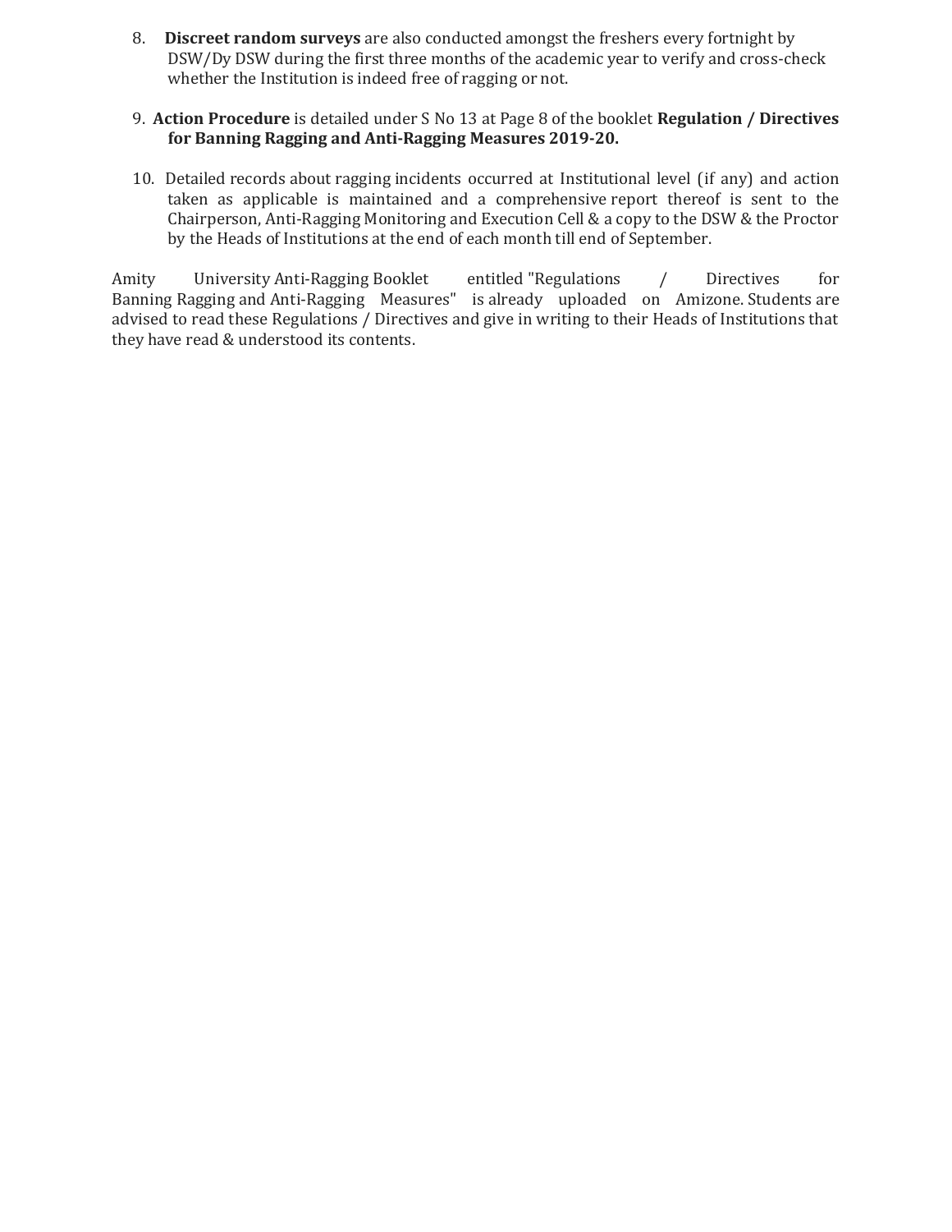8. **Discreet random surveys** are also conducted amongst the freshers every fortnight by DSW/Dy DSW during the first three months of the academic year to verify and cross-check whether the Institution is indeed free of ragging or not.

9. **Action Procedure** is detailed under S No 13 at Page 8 of the booklet **Regulation / Directives for Banning Ragging and Anti-Ragging Measures 2019-20.**

10. Detailed records about ragging incidents occurred at Institutional level (if any) and action taken as applicable is maintained and a comprehensive report thereof is sent to the Chairperson, Anti-Ragging Monitoring and Execution Cell & a copy to the DSW & the Proctor by the Heads of Institutions at the end of each month till end of September.

Amity University Anti-Ragging Booklet entitled "Regulations / Directives for Banning Ragging and Anti-Ragging Measures" is already uploaded on Amizone. Students are advised to read these Regulations / Directives and give in writing to their Heads of Institutions that they have read & understood its contents.